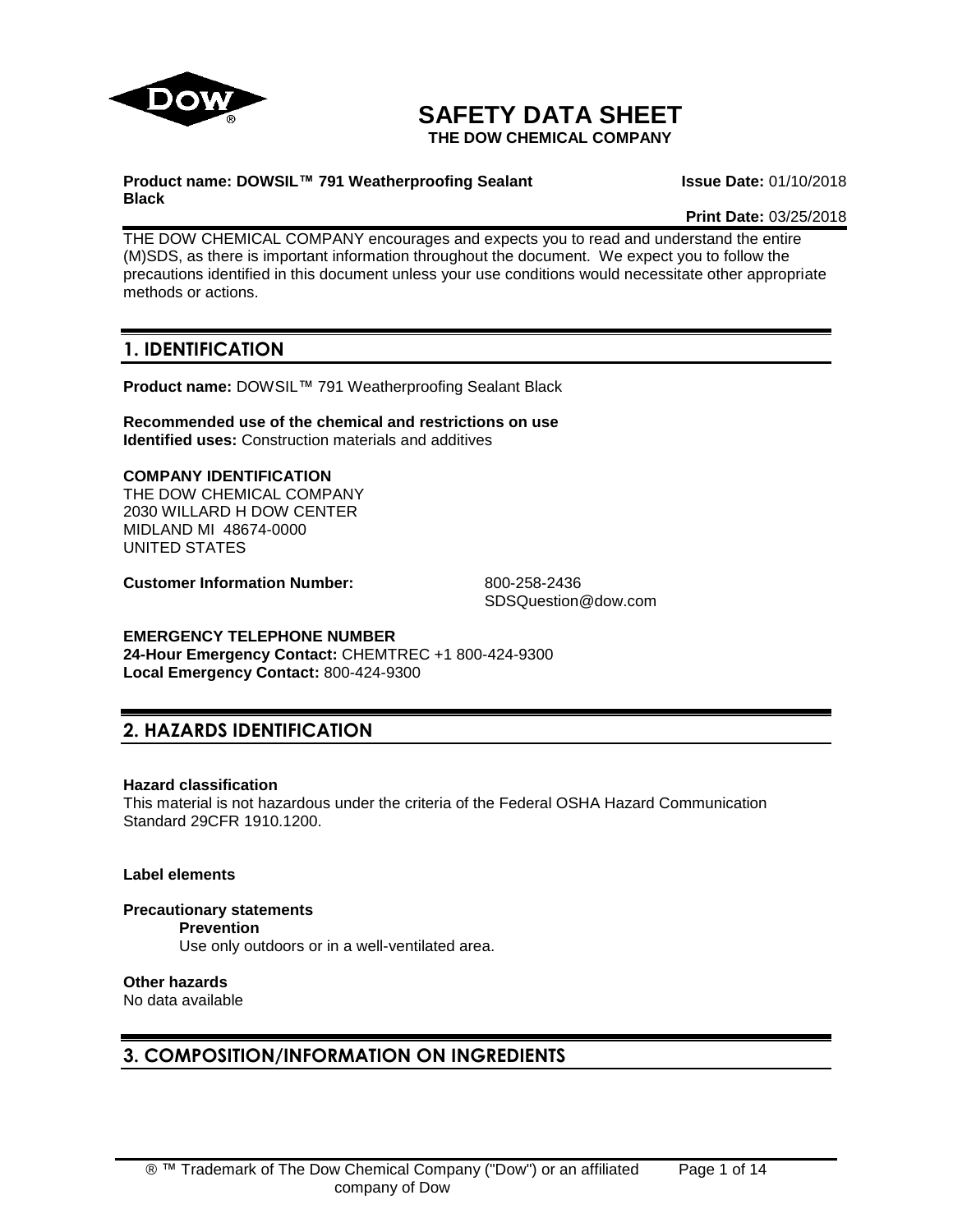# SAFETY DATA SHEET

**THE DOW CHEMICAL COMPANY**

**Product name: DOWSIL™ 791 Weatherproofing Sealant Black**

**Issue Date:** 01/10/2018

**Print Date:** 03/25/2018

THE DOW CHEMICAL COMPANY encourages and expects you to read and understand the entire (M)SDS, as there is important information throughout the document. We expect you to follow the precautions identified in this document unless your use conditions would necessitate other appropriate methods or actions.

## 1. IDENTIFICATION

**Product name:** DOWSIL™ 791 Weatherproofing Sealant Black

**Recommended use of the chemical and restrictions on use**
**Identified uses:** Construction materials and additives

**COMPANY IDENTIFICATION**
THE DOW CHEMICAL COMPANY
2030 WILLARD H DOW CENTER
MIDLAND MI 48674-0000
UNITED STATES

**Customer Information Number:** 800-258-2436
SDSQuestion@dow.com

**EMERGENCY TELEPHONE NUMBER**
**24-Hour Emergency Contact:** CHEMTREC +1 800-424-9300
**Local Emergency Contact:** 800-424-9300

## 2. HAZARDS IDENTIFICATION

**Hazard classification**
This material is not hazardous under the criteria of the Federal OSHA Hazard Communication Standard 29CFR 1910.1200.

**Label elements**

**Precautionary statements**

**Prevention**
Use only outdoors or in a well-ventilated area.

**Other hazards**
No data available

## 3. COMPOSITION/INFORMATION ON INGREDIENTS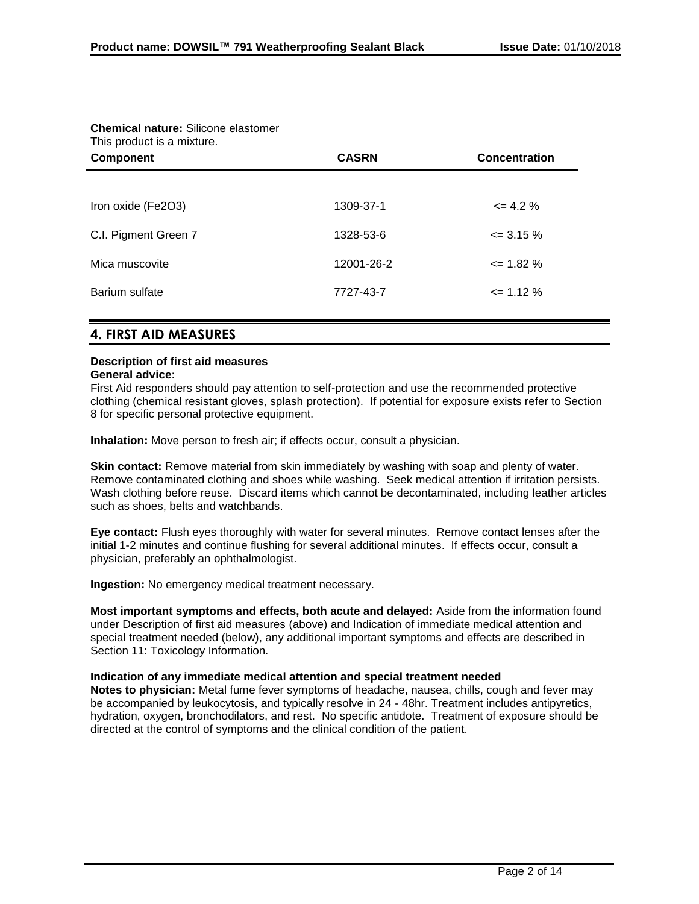**Chemical nature:** Silicone elastomer
This product is a mixture.

| Component | CASRN | Concentration |
|---|---|---|
| Iron oxide (Fe2O3) | 1309-37-1 | <= 4.2 % |
| C.I. Pigment Green 7 | 1328-53-6 | <= 3.15 % |
| Mica muscovite | 12001-26-2 | <= 1.82 % |
| Barium sulfate | 7727-43-7 | <= 1.12 % |

## 4. FIRST AID MEASURES

**Description of first aid measures**
**General advice:**
First Aid responders should pay attention to self-protection and use the recommended protective clothing (chemical resistant gloves, splash protection). If potential for exposure exists refer to Section 8 for specific personal protective equipment.

**Inhalation:** Move person to fresh air; if effects occur, consult a physician.

**Skin contact:** Remove material from skin immediately by washing with soap and plenty of water. Remove contaminated clothing and shoes while washing. Seek medical attention if irritation persists. Wash clothing before reuse. Discard items which cannot be decontaminated, including leather articles such as shoes, belts and watchbands.

**Eye contact:** Flush eyes thoroughly with water for several minutes. Remove contact lenses after the initial 1-2 minutes and continue flushing for several additional minutes. If effects occur, consult a physician, preferably an ophthalmologist.

**Ingestion:** No emergency medical treatment necessary.

**Most important symptoms and effects, both acute and delayed:** Aside from the information found under Description of first aid measures (above) and Indication of immediate medical attention and special treatment needed (below), any additional important symptoms and effects are described in Section 11: Toxicology Information.

**Indication of any immediate medical attention and special treatment needed**
**Notes to physician:** Metal fume fever symptoms of headache, nausea, chills, cough and fever may be accompanied by leukocytosis, and typically resolve in 24 - 48hr. Treatment includes antipyretics, hydration, oxygen, bronchodilators, and rest. No specific antidote. Treatment of exposure should be directed at the control of symptoms and the clinical condition of the patient.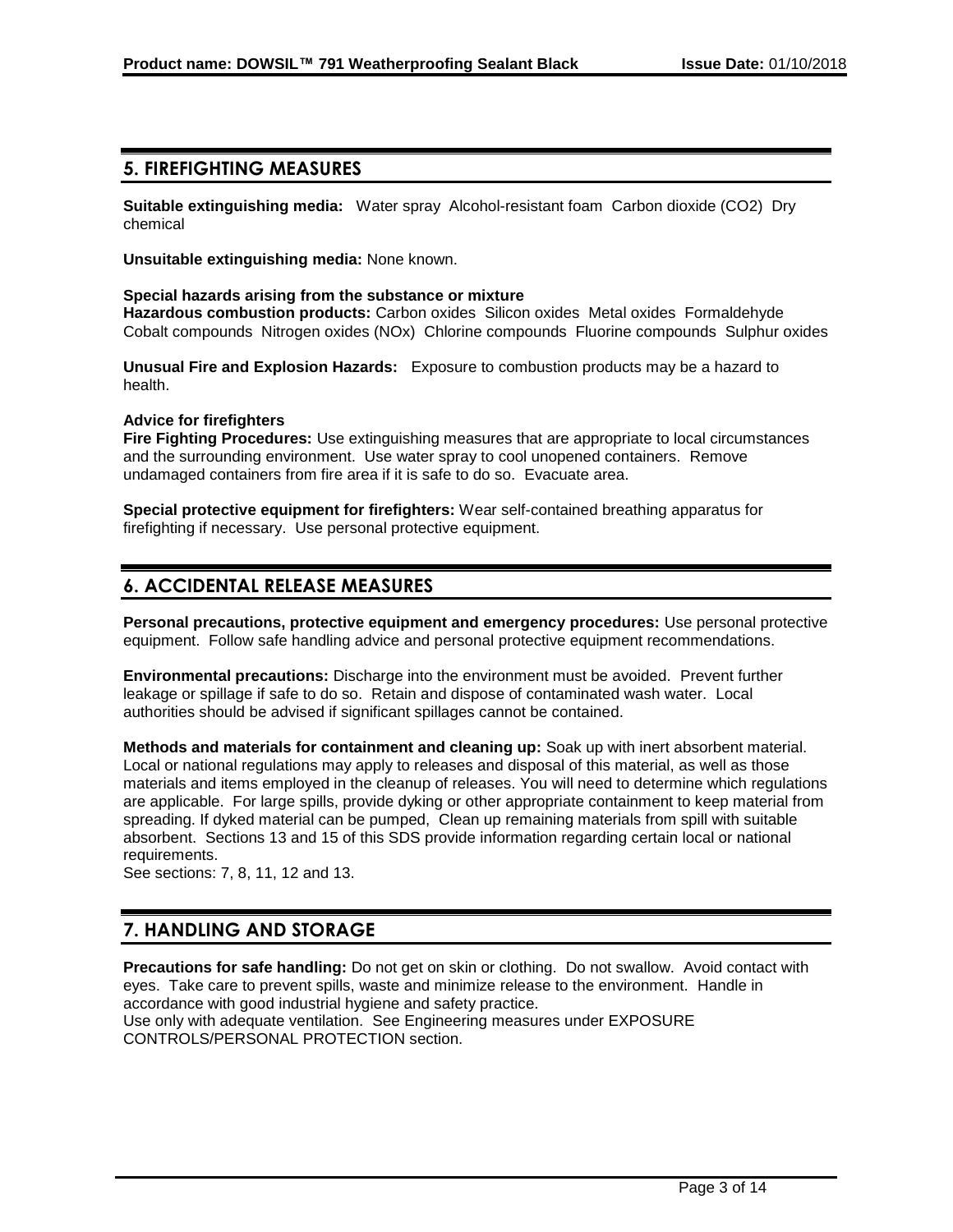## 5. FIREFIGHTING MEASURES

**Suitable extinguishing media:** Water spray Alcohol-resistant foam Carbon dioxide ($CO_2$) Dry chemical

**Unsuitable extinguishing media:** None known.

**Special hazards arising from the substance or mixture**

**Hazardous combustion products:** Carbon oxides Silicon oxides Metal oxides Formaldehyde Cobalt compounds Nitrogen oxides (NOx) Chlorine compounds Fluorine compounds Sulphur oxides

**Unusual Fire and Explosion Hazards:** Exposure to combustion products may be a hazard to health.

**Advice for firefighters**

**Fire Fighting Procedures:** Use extinguishing measures that are appropriate to local circumstances and the surrounding environment. Use water spray to cool unopened containers. Remove undamaged containers from fire area if it is safe to do so. Evacuate area.

**Special protective equipment for firefighters:** Wear self-contained breathing apparatus for firefighting if necessary. Use personal protective equipment.

## 6. ACCIDENTAL RELEASE MEASURES

**Personal precautions, protective equipment and emergency procedures:** Use personal protective equipment. Follow safe handling advice and personal protective equipment recommendations.

**Environmental precautions:** Discharge into the environment must be avoided. Prevent further leakage or spillage if safe to do so. Retain and dispose of contaminated wash water. Local authorities should be advised if significant spillages cannot be contained.

**Methods and materials for containment and cleaning up:** Soak up with inert absorbent material. Local or national regulations may apply to releases and disposal of this material, as well as those materials and items employed in the cleanup of releases. You will need to determine which regulations are applicable. For large spills, provide dyking or other appropriate containment to keep material from spreading. If dyked material can be pumped, Clean up remaining materials from spill with suitable absorbent. Sections 13 and 15 of this SDS provide information regarding certain local or national requirements.
See sections: 7, 8, 11, 12 and 13.

## 7. HANDLING AND STORAGE

**Precautions for safe handling:** Do not get on skin or clothing. Do not swallow. Avoid contact with eyes. Take care to prevent spills, waste and minimize release to the environment. Handle in accordance with good industrial hygiene and safety practice.
Use only with adequate ventilation. See Engineering measures under EXPOSURE CONTROLS/PERSONAL PROTECTION section.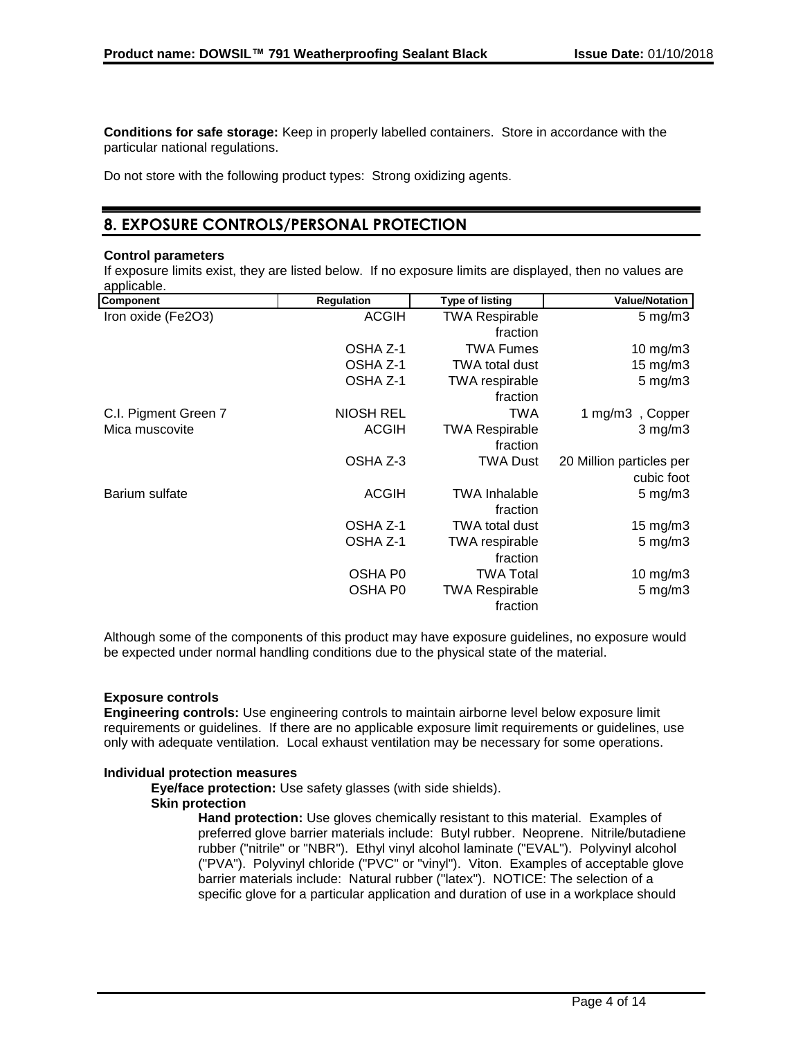**Conditions for safe storage:** Keep in properly labelled containers. Store in accordance with the particular national regulations.

Do not store with the following product types: Strong oxidizing agents.

## 8. EXPOSURE CONTROLS/PERSONAL PROTECTION

**Control parameters**

If exposure limits exist, they are listed below. If no exposure limits are displayed, then no values are applicable.

| Component | Regulation | Type of listing | Value/Notation |
|---|---|---|---|
| Iron oxide (Fe2O3) | ACGIH | TWA Respirable fraction | 5 mg/m3 |
| | OSHA Z-1 | TWA Fumes | 10 mg/m3 |
| | OSHA Z-1 | TWA total dust | 15 mg/m3 |
| | OSHA Z-1 | TWA respirable fraction | 5 mg/m3 |
| C.I. Pigment Green 7 | NIOSH REL | TWA | 1 mg/m3 , Copper |
| Mica muscovite | ACGIH | TWA Respirable fraction | 3 mg/m3 |
| | OSHA Z-3 | TWA Dust | 20 Million particles per cubic foot |
| Barium sulfate | ACGIH | TWA Inhalable fraction | 5 mg/m3 |
| | OSHA Z-1 | TWA total dust | 15 mg/m3 |
| | OSHA Z-1 | TWA respirable fraction | 5 mg/m3 |
| | OSHA P0 | TWA Total | 10 mg/m3 |
| | OSHA P0 | TWA Respirable fraction | 5 mg/m3 |

Although some of the components of this product may have exposure guidelines, no exposure would be expected under normal handling conditions due to the physical state of the material.

**Exposure controls**

**Engineering controls:** Use engineering controls to maintain airborne level below exposure limit requirements or guidelines. If there are no applicable exposure limit requirements or guidelines, use only with adequate ventilation. Local exhaust ventilation may be necessary for some operations.

**Individual protection measures**

**Eye/face protection:** Use safety glasses (with side shields).

**Skin protection**

**Hand protection:** Use gloves chemically resistant to this material. Examples of preferred glove barrier materials include: Butyl rubber. Neoprene. Nitrile/butadiene rubber ("nitrile" or "NBR"). Ethyl vinyl alcohol laminate ("EVAL"). Polyvinyl alcohol ("PVA"). Polyvinyl chloride ("PVC" or "vinyl"). Viton. Examples of acceptable glove barrier materials include: Natural rubber ("latex"). NOTICE: The selection of a specific glove for a particular application and duration of use in a workplace should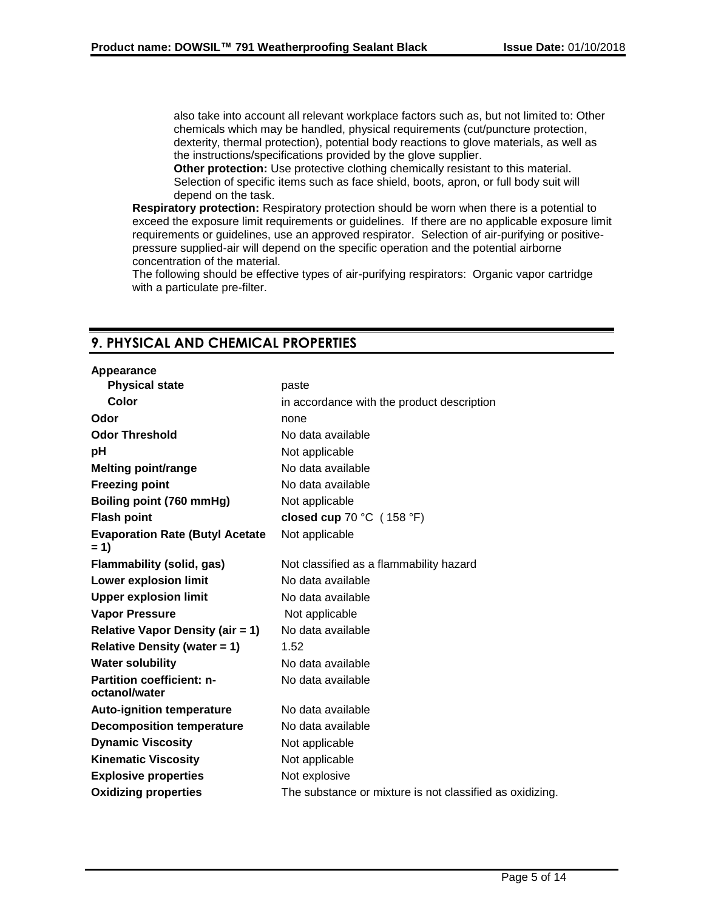also take into account all relevant workplace factors such as, but not limited to: Other chemicals which may be handled, physical requirements (cut/puncture protection, dexterity, thermal protection), potential body reactions to glove materials, as well as the instructions/specifications provided by the glove supplier.

**Other protection:** Use protective clothing chemically resistant to this material. Selection of specific items such as face shield, boots, apron, or full body suit will depend on the task.

**Respiratory protection:** Respiratory protection should be worn when there is a potential to exceed the exposure limit requirements or guidelines. If there are no applicable exposure limit requirements or guidelines, use an approved respirator. Selection of air-purifying or positive-pressure supplied-air will depend on the specific operation and the potential airborne concentration of the material.

The following should be effective types of air-purifying respirators: Organic vapor cartridge with a particulate pre-filter.

## 9. PHYSICAL AND CHEMICAL PROPERTIES

| Property | Value |
|---|---|
| **Appearance** | |
| **Physical state** | paste |
| **Color** | in accordance with the product description |
| **Odor** | none |
| **Odor Threshold** | No data available |
| **pH** | Not applicable |
| **Melting point/range** | No data available |
| **Freezing point** | No data available |
| **Boiling point (760 mmHg)** | Not applicable |
| **Flash point** | **closed cup** 70 °C ( 158 °F) |
| **Evaporation Rate (Butyl Acetate = 1)** | Not applicable |
| **Flammability (solid, gas)** | Not classified as a flammability hazard |
| **Lower explosion limit** | No data available |
| **Upper explosion limit** | No data available |
| **Vapor Pressure** | Not applicable |
| **Relative Vapor Density (air = 1)** | No data available |
| **Relative Density (water = 1)** | 1.52 |
| **Water solubility** | No data available |
| **Partition coefficient: n-octanol/water** | No data available |
| **Auto-ignition temperature** | No data available |
| **Decomposition temperature** | No data available |
| **Dynamic Viscosity** | Not applicable |
| **Kinematic Viscosity** | Not applicable |
| **Explosive properties** | Not explosive |
| **Oxidizing properties** | The substance or mixture is not classified as oxidizing. |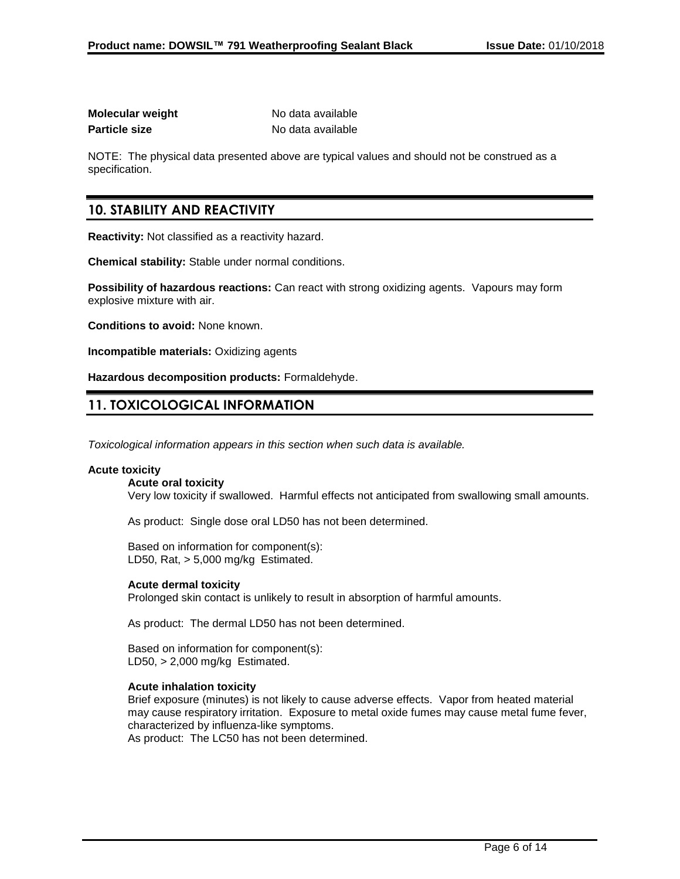**Molecular weight** No data available

**Particle size** No data available

NOTE: The physical data presented above are typical values and should not be construed as a specification.

## 10. STABILITY AND REACTIVITY

**Reactivity:** Not classified as a reactivity hazard.

**Chemical stability:** Stable under normal conditions.

**Possibility of hazardous reactions:** Can react with strong oxidizing agents. Vapours may form explosive mixture with air.

**Conditions to avoid:** None known.

**Incompatible materials:** Oxidizing agents

**Hazardous decomposition products:** Formaldehyde.

## 11. TOXICOLOGICAL INFORMATION

*Toxicological information appears in this section when such data is available.*

### Acute toxicity

**Acute oral toxicity**

Very low toxicity if swallowed. Harmful effects not anticipated from swallowing small amounts.

As product: Single dose oral LD50 has not been determined.

Based on information for component(s):
LD50, Rat, > 5,000 mg/kg Estimated.

**Acute dermal toxicity**

Prolonged skin contact is unlikely to result in absorption of harmful amounts.

As product: The dermal LD50 has not been determined.

Based on information for component(s):
LD50, > 2,000 mg/kg Estimated.

**Acute inhalation toxicity**

Brief exposure (minutes) is not likely to cause adverse effects. Vapor from heated material may cause respiratory irritation. Exposure to metal oxide fumes may cause metal fume fever, characterized by influenza-like symptoms.
As product: The LC50 has not been determined.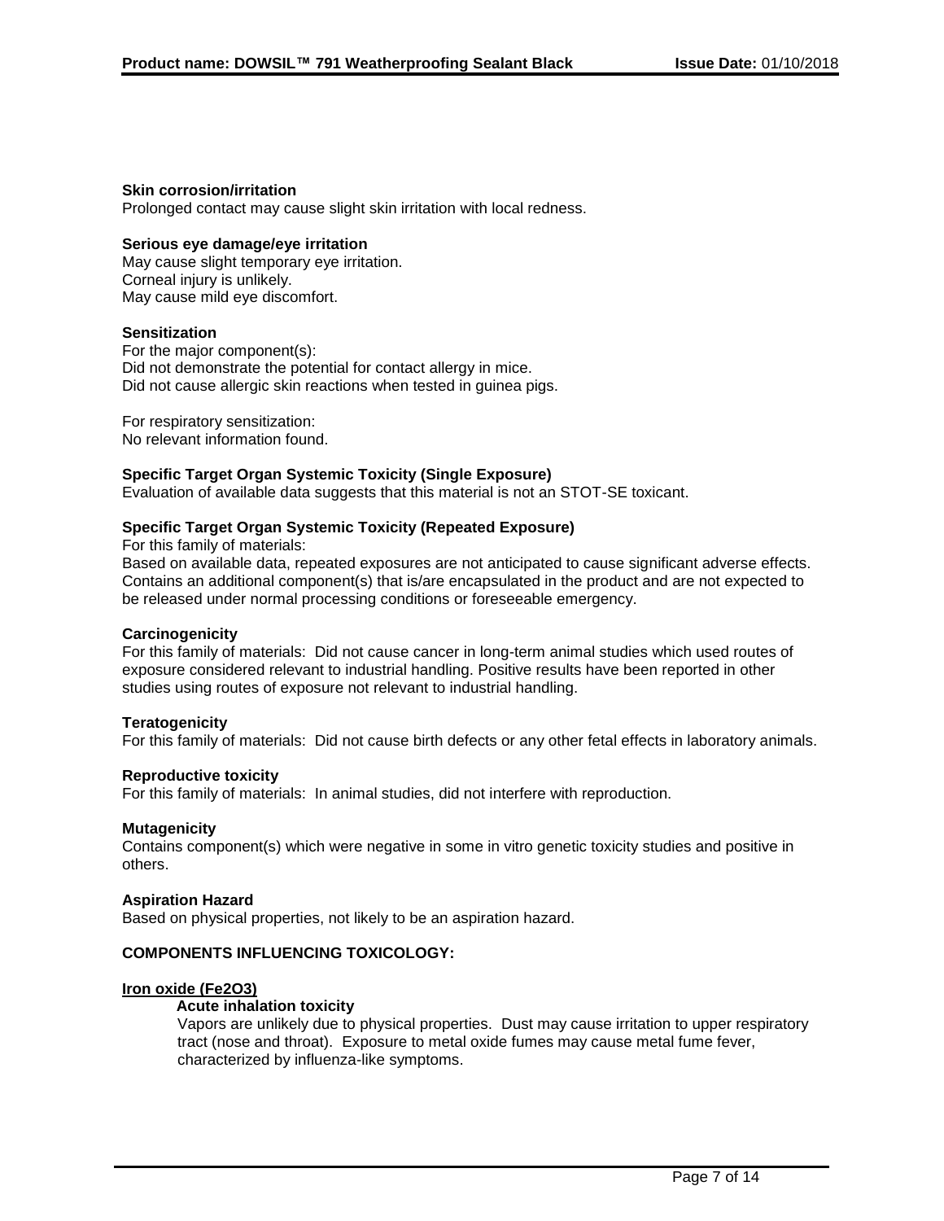**Skin corrosion/irritation**

Prolonged contact may cause slight skin irritation with local redness.

**Serious eye damage/eye irritation**

May cause slight temporary eye irritation.
Corneal injury is unlikely.
May cause mild eye discomfort.

**Sensitization**

For the major component(s):
Did not demonstrate the potential for contact allergy in mice.
Did not cause allergic skin reactions when tested in guinea pigs.

For respiratory sensitization:
No relevant information found.

**Specific Target Organ Systemic Toxicity (Single Exposure)**

Evaluation of available data suggests that this material is not an STOT-SE toxicant.

**Specific Target Organ Systemic Toxicity (Repeated Exposure)**

For this family of materials:
Based on available data, repeated exposures are not anticipated to cause significant adverse effects.
Contains an additional component(s) that is/are encapsulated in the product and are not expected to be released under normal processing conditions or foreseeable emergency.

**Carcinogenicity**

For this family of materials: Did not cause cancer in long-term animal studies which used routes of exposure considered relevant to industrial handling. Positive results have been reported in other studies using routes of exposure not relevant to industrial handling.

**Teratogenicity**

For this family of materials: Did not cause birth defects or any other fetal effects in laboratory animals.

**Reproductive toxicity**

For this family of materials: In animal studies, did not interfere with reproduction.

**Mutagenicity**

Contains component(s) which were negative in some in vitro genetic toxicity studies and positive in others.

**Aspiration Hazard**

Based on physical properties, not likely to be an aspiration hazard.

**COMPONENTS INFLUENCING TOXICOLOGY:**

**Iron oxide ($Fe_2O_3$)**

**Acute inhalation toxicity**

Vapors are unlikely due to physical properties. Dust may cause irritation to upper respiratory tract (nose and throat). Exposure to metal oxide fumes may cause metal fume fever, characterized by influenza-like symptoms.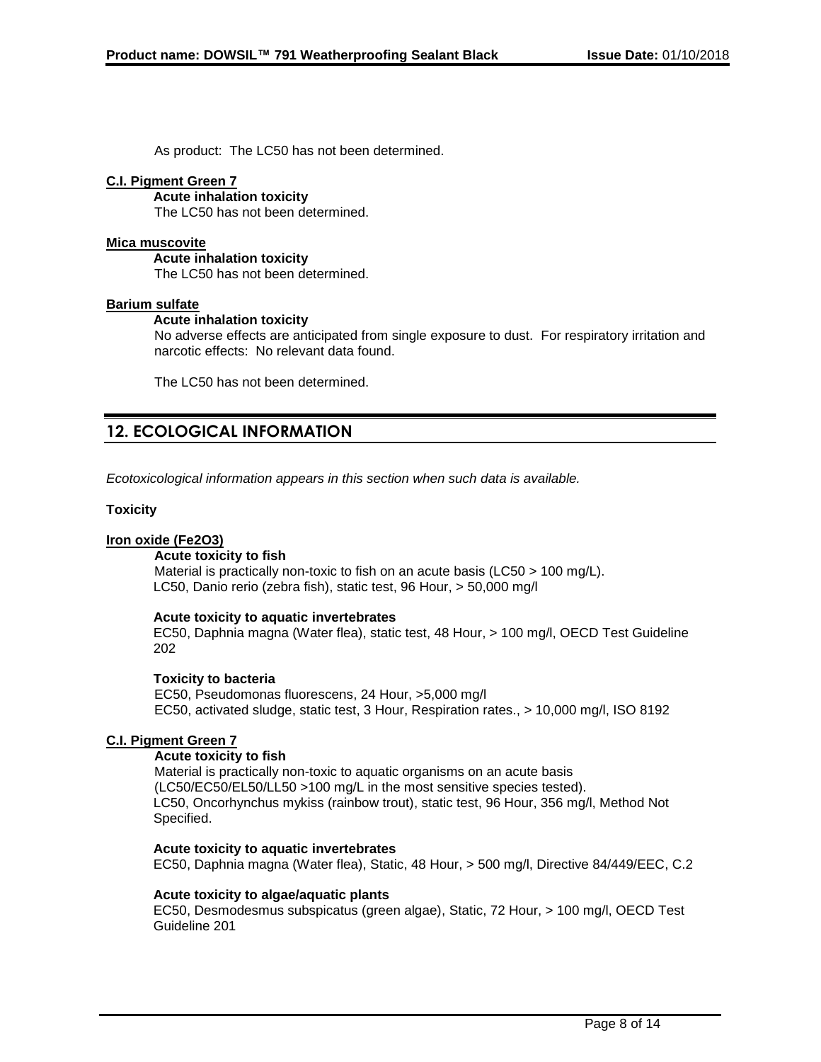As product: The LC50 has not been determined.

**C.I. Pigment Green 7**

**Acute inhalation toxicity**

The LC50 has not been determined.

**Mica muscovite**

**Acute inhalation toxicity**

The LC50 has not been determined.

**Barium sulfate**

**Acute inhalation toxicity**

No adverse effects are anticipated from single exposure to dust. For respiratory irritation and narcotic effects: No relevant data found.

The LC50 has not been determined.

## 12. ECOLOGICAL INFORMATION

*Ecotoxicological information appears in this section when such data is available.*

**Toxicity**

**Iron oxide ($Fe_2O_3$)**

**Acute toxicity to fish**

Material is practically non-toxic to fish on an acute basis (LC50 > 100 mg/L).
LC50, Danio rerio (zebra fish), static test, 96 Hour, > 50,000 mg/l

**Acute toxicity to aquatic invertebrates**

EC50, Daphnia magna (Water flea), static test, 48 Hour, > 100 mg/l, OECD Test Guideline 202

**Toxicity to bacteria**

EC50, Pseudomonas fluorescens, 24 Hour, >5,000 mg/l
EC50, activated sludge, static test, 3 Hour, Respiration rates., > 10,000 mg/l, ISO 8192

**C.I. Pigment Green 7**

**Acute toxicity to fish**

Material is practically non-toxic to aquatic organisms on an acute basis (LC50/EC50/EL50/LL50 >100 mg/L in the most sensitive species tested).
LC50, Oncorhynchus mykiss (rainbow trout), static test, 96 Hour, 356 mg/l, Method Not Specified.

**Acute toxicity to aquatic invertebrates**

EC50, Daphnia magna (Water flea), Static, 48 Hour, > 500 mg/l, Directive 84/449/EEC, C.2

**Acute toxicity to algae/aquatic plants**

EC50, Desmodesmus subspicatus (green algae), Static, 72 Hour, > 100 mg/l, OECD Test Guideline 201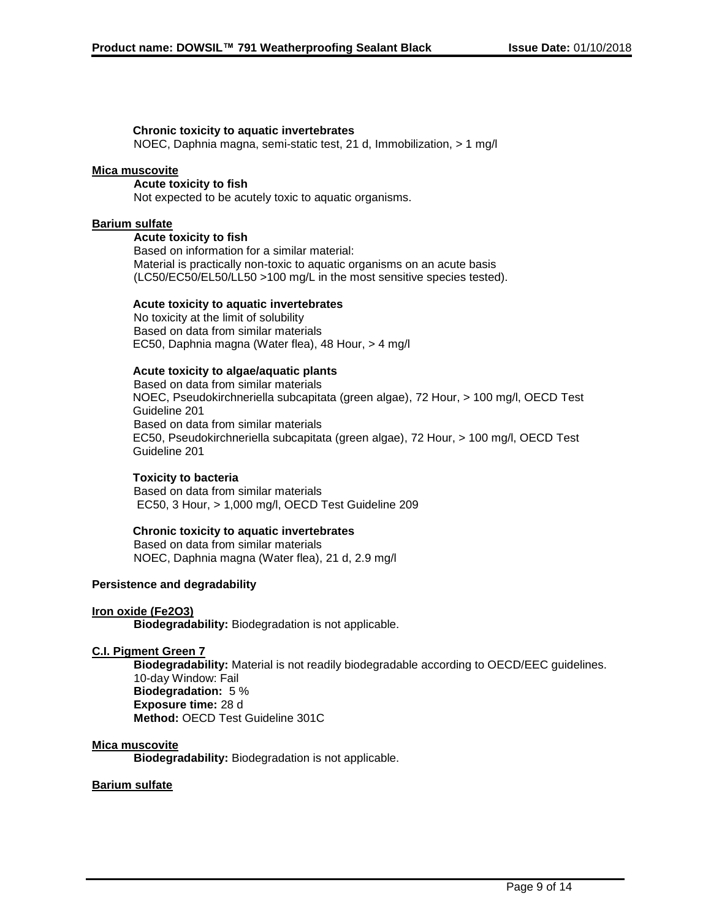**Chronic toxicity to aquatic invertebrates**
NOEC, Daphnia magna, semi-static test, 21 d, Immobilization, > 1 mg/l

**Mica muscovite**

**Acute toxicity to fish**
Not expected to be acutely toxic to aquatic organisms.

**Barium sulfate**

**Acute toxicity to fish**
Based on information for a similar material:
Material is practically non-toxic to aquatic organisms on an acute basis (LC50/EC50/EL50/LL50 >100 mg/L in the most sensitive species tested).

**Acute toxicity to aquatic invertebrates**
No toxicity at the limit of solubility
Based on data from similar materials
EC50, Daphnia magna (Water flea), 48 Hour, > 4 mg/l

**Acute toxicity to algae/aquatic plants**
Based on data from similar materials
NOEC, Pseudokirchneriella subcapitata (green algae), 72 Hour, > 100 mg/l, OECD Test Guideline 201
Based on data from similar materials
EC50, Pseudokirchneriella subcapitata (green algae), 72 Hour, > 100 mg/l, OECD Test Guideline 201

**Toxicity to bacteria**
Based on data from similar materials
EC50, 3 Hour, > 1,000 mg/l, OECD Test Guideline 209

**Chronic toxicity to aquatic invertebrates**
Based on data from similar materials
NOEC, Daphnia magna (Water flea), 21 d, 2.9 mg/l

**Persistence and degradability**

**Iron oxide ($Fe_2O_3$)**

**Biodegradability:** Biodegradation is not applicable.

**C.I. Pigment Green 7**

**Biodegradability:** Material is not readily biodegradable according to OECD/EEC guidelines.
10-day Window: Fail
**Biodegradation:** 5 %
**Exposure time:** 28 d
**Method:** OECD Test Guideline 301C

**Mica muscovite**

**Biodegradability:** Biodegradation is not applicable.

**Barium sulfate**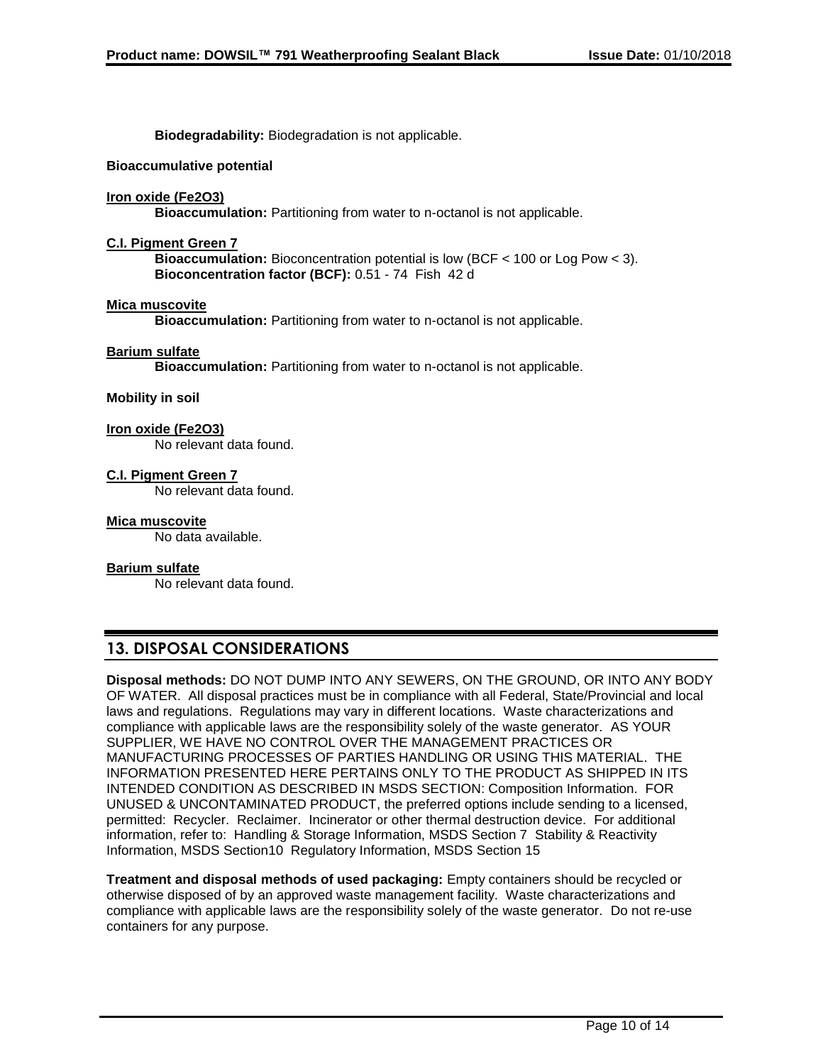**Biodegradability:** Biodegradation is not applicable.

**Bioaccumulative potential**

**Iron oxide ($Fe_2O_3$)**

**Bioaccumulation:** Partitioning from water to n-octanol is not applicable.

**C.I. Pigment Green 7**

**Bioaccumulation:** Bioconcentration potential is low (BCF < 100 or Log Pow < 3).
**Bioconcentration factor (BCF):** 0.51 - 74 Fish 42 d

**Mica muscovite**

**Bioaccumulation:** Partitioning from water to n-octanol is not applicable.

**Barium sulfate**

**Bioaccumulation:** Partitioning from water to n-octanol is not applicable.

**Mobility in soil**

**Iron oxide ($Fe_2O_3$)**

No relevant data found.

**C.I. Pigment Green 7**

No relevant data found.

**Mica muscovite**

No data available.

**Barium sulfate**

No relevant data found.

## 13. DISPOSAL CONSIDERATIONS

**Disposal methods:** DO NOT DUMP INTO ANY SEWERS, ON THE GROUND, OR INTO ANY BODY OF WATER. All disposal practices must be in compliance with all Federal, State/Provincial and local laws and regulations. Regulations may vary in different locations. Waste characterizations and compliance with applicable laws are the responsibility solely of the waste generator. AS YOUR SUPPLIER, WE HAVE NO CONTROL OVER THE MANAGEMENT PRACTICES OR MANUFACTURING PROCESSES OF PARTIES HANDLING OR USING THIS MATERIAL. THE INFORMATION PRESENTED HERE PERTAINS ONLY TO THE PRODUCT AS SHIPPED IN ITS INTENDED CONDITION AS DESCRIBED IN MSDS SECTION: Composition Information. FOR UNUSED & UNCONTAMINATED PRODUCT, the preferred options include sending to a licensed, permitted: Recycler. Reclaimer. Incinerator or other thermal destruction device. For additional information, refer to: Handling & Storage Information, MSDS Section 7 Stability & Reactivity Information, MSDS Section10 Regulatory Information, MSDS Section 15

**Treatment and disposal methods of used packaging:** Empty containers should be recycled or otherwise disposed of by an approved waste management facility. Waste characterizations and compliance with applicable laws are the responsibility solely of the waste generator. Do not re-use containers for any purpose.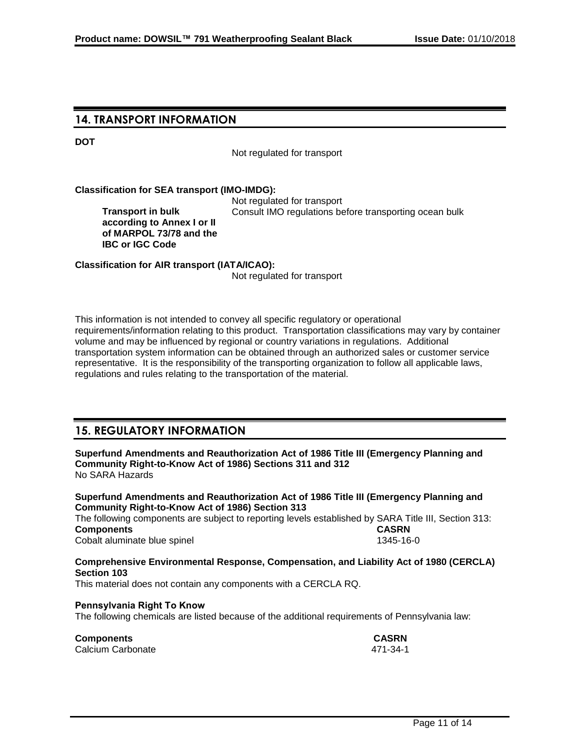## 14. TRANSPORT INFORMATION

**DOT**

Not regulated for transport

**Classification for SEA transport (IMO-IMDG):**

Not regulated for transport

**Transport in bulk according to Annex I or II of MARPOL 73/78 and the IBC or IGC Code**
Consult IMO regulations before transporting ocean bulk

**Classification for AIR transport (IATA/ICAO):**

Not regulated for transport

This information is not intended to convey all specific regulatory or operational requirements/information relating to this product. Transportation classifications may vary by container volume and may be influenced by regional or country variations in regulations. Additional transportation system information can be obtained through an authorized sales or customer service representative. It is the responsibility of the transporting organization to follow all applicable laws, regulations and rules relating to the transportation of the material.

## 15. REGULATORY INFORMATION

**Superfund Amendments and Reauthorization Act of 1986 Title III (Emergency Planning and Community Right-to-Know Act of 1986) Sections 311 and 312**
No SARA Hazards

**Superfund Amendments and Reauthorization Act of 1986 Title III (Emergency Planning and Community Right-to-Know Act of 1986) Section 313**
The following components are subject to reporting levels established by SARA Title III, Section 313:

| **Components** | **CASRN** |
| --- | --- |
| Cobalt aluminate blue spinel | 1345-16-0 |

**Comprehensive Environmental Response, Compensation, and Liability Act of 1980 (CERCLA) Section 103**
This material does not contain any components with a CERCLA RQ.

**Pennsylvania Right To Know**
The following chemicals are listed because of the additional requirements of Pennsylvania law:

| **Components** | **CASRN** |
| --- | --- |
| Calcium Carbonate | 471-34-1 |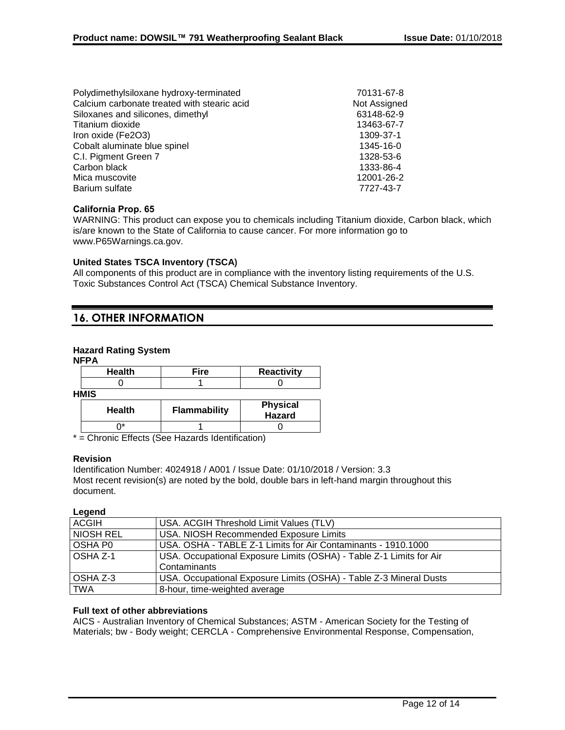| | |
|---|---|
| Polydimethylsiloxane hydroxy-terminated | 70131-67-8 |
| Calcium carbonate treated with stearic acid | Not Assigned |
| Siloxanes and silicones, dimethyl | 63148-62-9 |
| Titanium dioxide | 13463-67-7 |
| Iron oxide (Fe2O3) | 1309-37-1 |
| Cobalt aluminate blue spinel | 1345-16-0 |
| C.I. Pigment Green 7 | 1328-53-6 |
| Carbon black | 1333-86-4 |
| Mica muscovite | 12001-26-2 |
| Barium sulfate | 7727-43-7 |

**California Prop. 65**

WARNING: This product can expose you to chemicals including Titanium dioxide, Carbon black, which is/are known to the State of California to cause cancer. For more information go to www.P65Warnings.ca.gov.

**United States TSCA Inventory (TSCA)**

All components of this product are in compliance with the inventory listing requirements of the U.S. Toxic Substances Control Act (TSCA) Chemical Substance Inventory.

## 16. OTHER INFORMATION

**Hazard Rating System**

**NFPA**

| Health | Fire | Reactivity |
|---|---|---|
| 0 | 1 | 0 |

**HMIS**

| Health | Flammability | Physical Hazard |
|---|---|---|
| 0* | 1 | 0 |

* = Chronic Effects (See Hazards Identification)

**Revision**

Identification Number: 4024918 / A001 / Issue Date: 01/10/2018 / Version: 3.3

Most recent revision(s) are noted by the bold, double bars in left-hand margin throughout this document.

**Legend**

| | |
|---|---|
| ACGIH | USA. ACGIH Threshold Limit Values (TLV) |
| NIOSH REL | USA. NIOSH Recommended Exposure Limits |
| OSHA P0 | USA. OSHA - TABLE Z-1 Limits for Air Contaminants - 1910.1000 |
| OSHA Z-1 | USA. Occupational Exposure Limits (OSHA) - Table Z-1 Limits for Air Contaminants |
| OSHA Z-3 | USA. Occupational Exposure Limits (OSHA) - Table Z-3 Mineral Dusts |
| TWA | 8-hour, time-weighted average |

**Full text of other abbreviations**

AICS - Australian Inventory of Chemical Substances; ASTM - American Society for the Testing of Materials; bw - Body weight; CERCLA - Comprehensive Environmental Response, Compensation,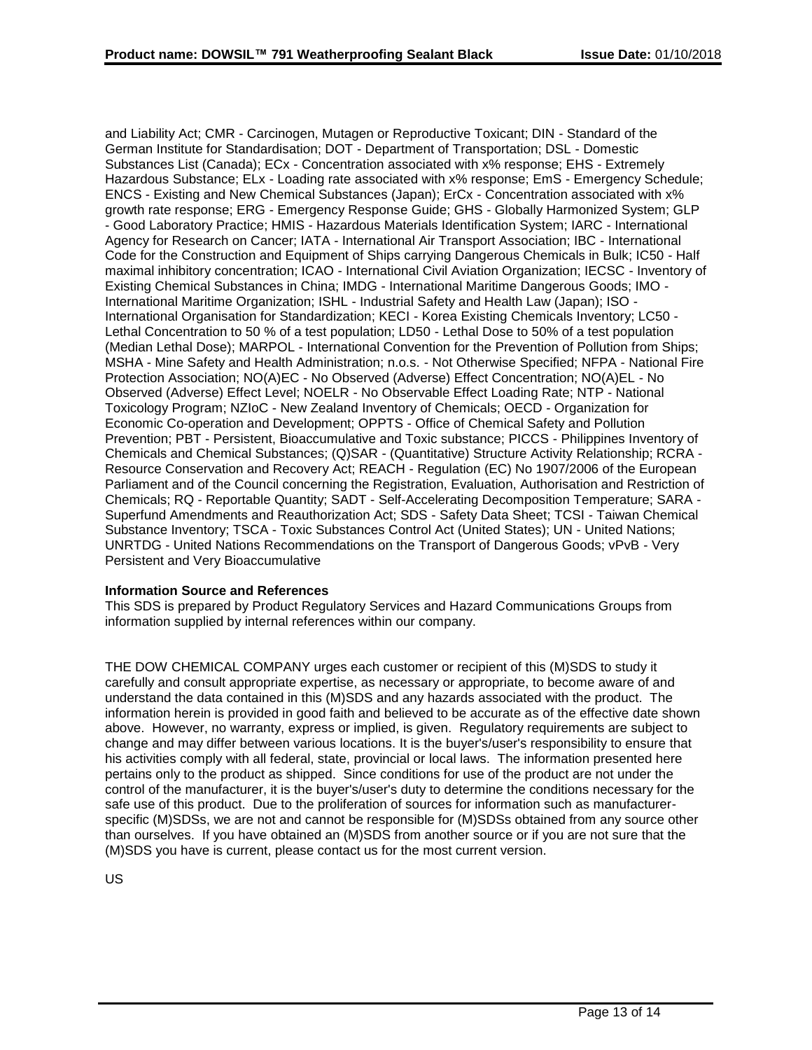and Liability Act; CMR - Carcinogen, Mutagen or Reproductive Toxicant; DIN - Standard of the German Institute for Standardisation; DOT - Department of Transportation; DSL - Domestic Substances List (Canada); ECx - Concentration associated with x% response; EHS - Extremely Hazardous Substance; ELx - Loading rate associated with x% response; EmS - Emergency Schedule; ENCS - Existing and New Chemical Substances (Japan); ErCx - Concentration associated with x% growth rate response; ERG - Emergency Response Guide; GHS - Globally Harmonized System; GLP - Good Laboratory Practice; HMIS - Hazardous Materials Identification System; IARC - International Agency for Research on Cancer; IATA - International Air Transport Association; IBC - International Code for the Construction and Equipment of Ships carrying Dangerous Chemicals in Bulk; IC50 - Half maximal inhibitory concentration; ICAO - International Civil Aviation Organization; IECSC - Inventory of Existing Chemical Substances in China; IMDG - International Maritime Dangerous Goods; IMO - International Maritime Organization; ISHL - Industrial Safety and Health Law (Japan); ISO - International Organisation for Standardization; KECI - Korea Existing Chemicals Inventory; LC50 - Lethal Concentration to 50 % of a test population; LD50 - Lethal Dose to 50% of a test population (Median Lethal Dose); MARPOL - International Convention for the Prevention of Pollution from Ships; MSHA - Mine Safety and Health Administration; n.o.s. - Not Otherwise Specified; NFPA - National Fire Protection Association; NO(A)EC - No Observed (Adverse) Effect Concentration; NO(A)EL - No Observed (Adverse) Effect Level; NOELR - No Observable Effect Loading Rate; NTP - National Toxicology Program; NZIoC - New Zealand Inventory of Chemicals; OECD - Organization for Economic Co-operation and Development; OPPTS - Office of Chemical Safety and Pollution Prevention; PBT - Persistent, Bioaccumulative and Toxic substance; PICCS - Philippines Inventory of Chemicals and Chemical Substances; (Q)SAR - (Quantitative) Structure Activity Relationship; RCRA - Resource Conservation and Recovery Act; REACH - Regulation (EC) No 1907/2006 of the European Parliament and of the Council concerning the Registration, Evaluation, Authorisation and Restriction of Chemicals; RQ - Reportable Quantity; SADT - Self-Accelerating Decomposition Temperature; SARA - Superfund Amendments and Reauthorization Act; SDS - Safety Data Sheet; TCSI - Taiwan Chemical Substance Inventory; TSCA - Toxic Substances Control Act (United States); UN - United Nations; UNRTDG - United Nations Recommendations on the Transport of Dangerous Goods; vPvB - Very Persistent and Very Bioaccumulative

**Information Source and References**

This SDS is prepared by Product Regulatory Services and Hazard Communications Groups from information supplied by internal references within our company.

THE DOW CHEMICAL COMPANY urges each customer or recipient of this (M)SDS to study it carefully and consult appropriate expertise, as necessary or appropriate, to become aware of and understand the data contained in this (M)SDS and any hazards associated with the product. The information herein is provided in good faith and believed to be accurate as of the effective date shown above. However, no warranty, express or implied, is given. Regulatory requirements are subject to change and may differ between various locations. It is the buyer's/user's responsibility to ensure that his activities comply with all federal, state, provincial or local laws. The information presented here pertains only to the product as shipped. Since conditions for use of the product are not under the control of the manufacturer, it is the buyer's/user's duty to determine the conditions necessary for the safe use of this product. Due to the proliferation of sources for information such as manufacturer-specific (M)SDSs, we are not and cannot be responsible for (M)SDSs obtained from any source other than ourselves. If you have obtained an (M)SDS from another source or if you are not sure that the (M)SDS you have is current, please contact us for the most current version.

US